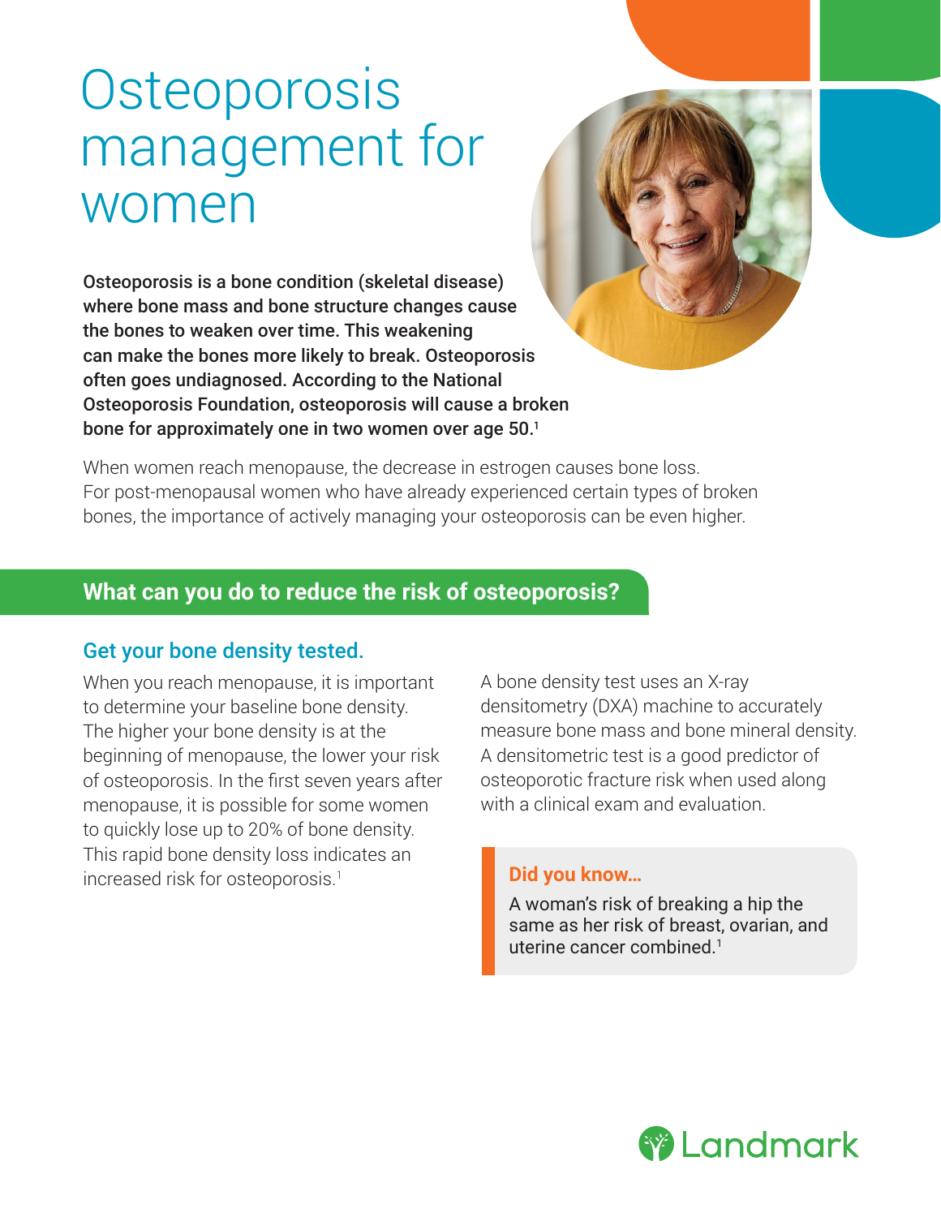# Osteoporosis management for women

**Osteoporosis is a bone condition (skeletal disease) where bone mass and bone structure changes cause the bones to weaken over time. This weakening can make the bones more likely to break. Osteoporosis often goes undiagnosed. According to the National Osteoporosis Foundation, osteoporosis will cause a broken bone for approximately one in two women over age 50.[1]**

When women reach menopause, the decrease in estrogen causes bone loss. For post-menopausal women who have already experienced certain types of broken bones, the importance of actively managing your osteoporosis can be even higher.

## What can you do to reduce the risk of osteoporosis?

### Get your bone density tested.

When you reach menopause, it is important to determine your baseline bone density. The higher your bone density is at the beginning of menopause, the lower your risk of osteoporosis. In the first seven years after menopause, it is possible for some women to quickly lose up to 20% of bone density. This rapid bone density loss indicates an increased risk for osteoporosis.[1]

A bone density test uses an X-ray densitometry (DXA) machine to accurately measure bone mass and bone mineral density. A densitometric test is a good predictor of osteoporotic fracture risk when used along with a clinical exam and evaluation.

**Did you know…**

A woman's risk of breaking a hip the same as her risk of breast, ovarian, and uterine cancer combined.[1]

Landmark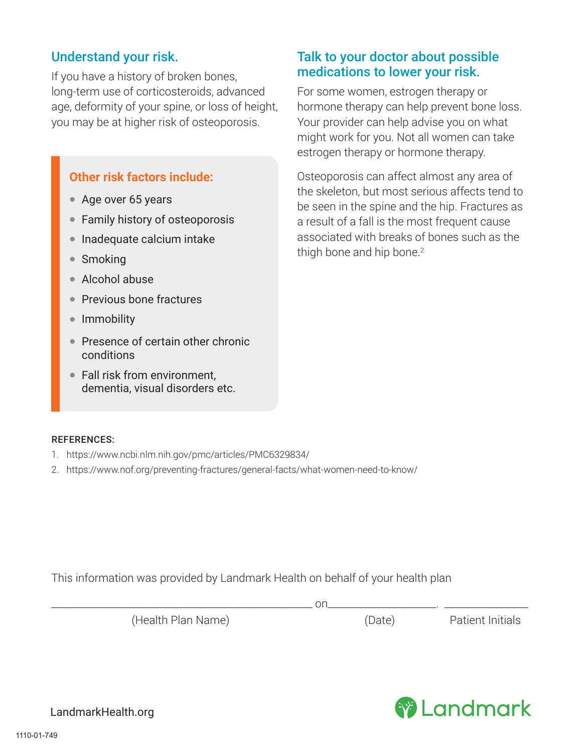## Understand your risk.

If you have a history of broken bones, long-term use of corticosteroids, advanced age, deformity of your spine, or loss of height, you may be at higher risk of osteoporosis.

### Other risk factors include:

- Age over 65 years
- Family history of osteoporosis
- Inadequate calcium intake
- Smoking
- Alcohol abuse
- Previous bone fractures
- Immobility
- Presence of certain other chronic conditions
- Fall risk from environment, dementia, visual disorders etc.

## Talk to your doctor about possible medications to lower your risk.

For some women, estrogen therapy or hormone therapy can help prevent bone loss. Your provider can help advise you on what might work for you. Not all women can take estrogen therapy or hormone therapy.

Osteoporosis can affect almost any area of the skeleton, but most serious affects tend to be seen in the spine and the hip. Fractures as a result of a fall is the most frequent cause associated with breaks of bones such as the thigh bone and hip bone.[2]

**REFERENCES:**

1. https://www.ncbi.nlm.nih.gov/pmc/articles/PMC6329834/
2. https://www.nof.org/preventing-fractures/general-facts/what-women-need-to-know/

This information was provided by Landmark Health on behalf of your health plan

_______________________________________ on_______________. ____________

(Health Plan Name) (Date) Patient Initials

LandmarkHealth.org

Landmark

1110-01-749